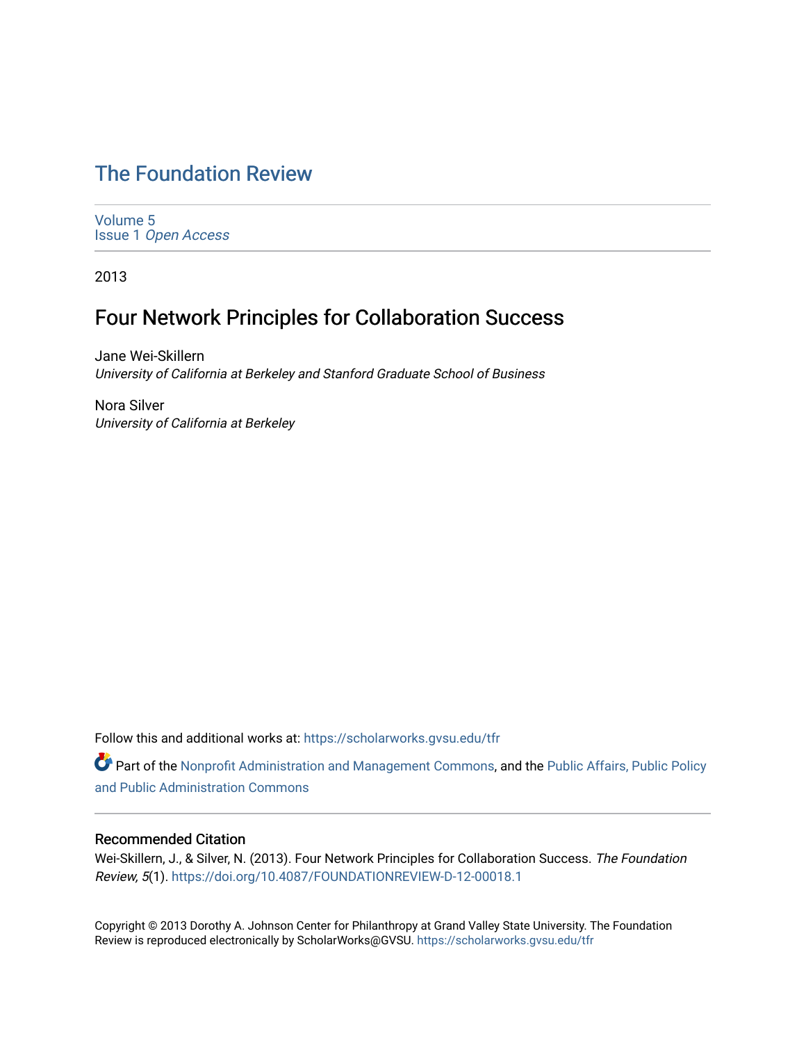# The Foundation Review

Volume 5
Issue 1 *Open Access*

2013

## Four Network Principles for Collaboration Success

Jane Wei-Skillern
*University of California at Berkeley and Stanford Graduate School of Business*

Nora Silver
*University of California at Berkeley*

Follow this and additional works at: https://scholarworks.gvsu.edu/tfr

Part of the Nonprofit Administration and Management Commons, and the Public Affairs, Public Policy and Public Administration Commons

### Recommended Citation

Wei-Skillern, J., & Silver, N. (2013). Four Network Principles for Collaboration Success. *The Foundation Review, 5*(1). https://doi.org/10.4087/FOUNDATIONREVIEW-D-12-00018.1

Copyright © 2013 Dorothy A. Johnson Center for Philanthropy at Grand Valley State University. The Foundation Review is reproduced electronically by ScholarWorks@GVSU. https://scholarworks.gvsu.edu/tfr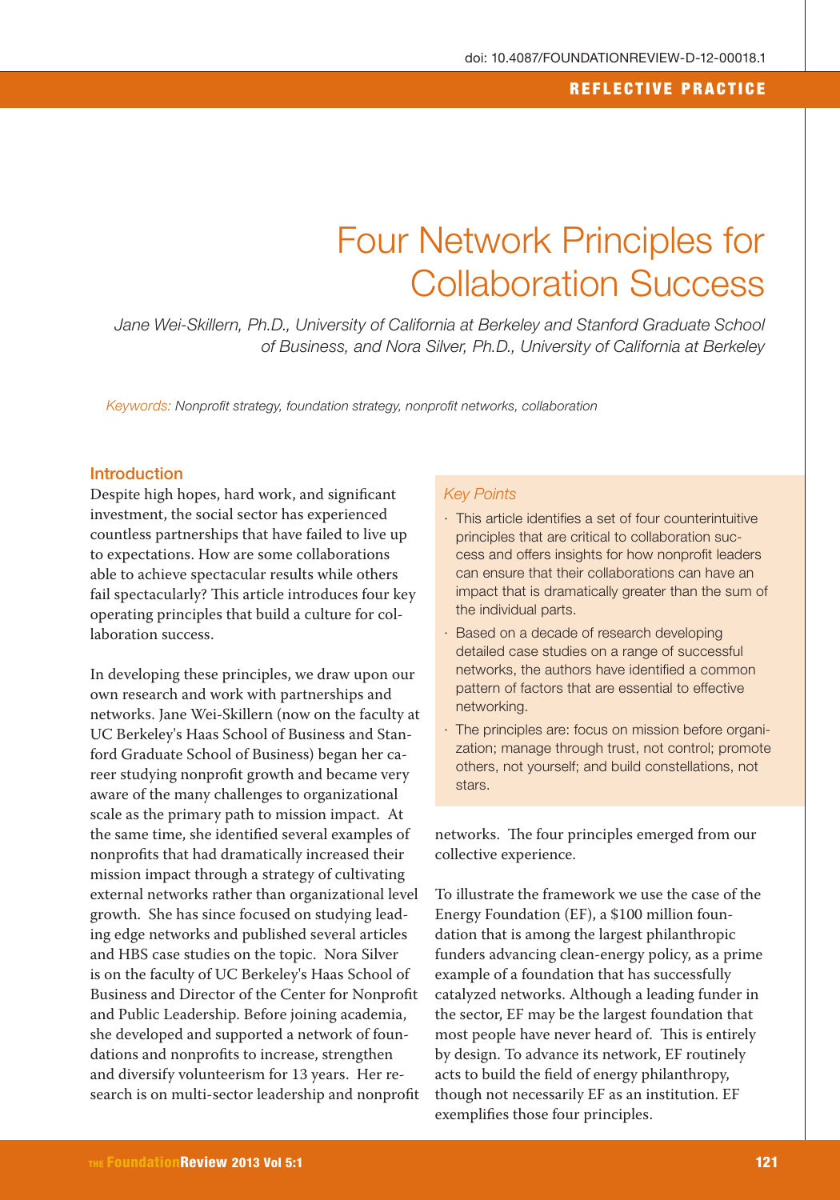# Four Network Principles for Collaboration Success

*Jane Wei-Skillern, Ph.D., University of California at Berkeley and Stanford Graduate School of Business, and Nora Silver, Ph.D., University of California at Berkeley*

*Keywords: Nonprofit strategy, foundation strategy, nonprofit networks, collaboration*

## Introduction

Despite high hopes, hard work, and significant investment, the social sector has experienced countless partnerships that have failed to live up to expectations. How are some collaborations able to achieve spectacular results while others fail spectacularly? This article introduces four key operating principles that build a culture for collaboration success.

In developing these principles, we draw upon our own research and work with partnerships and networks. Jane Wei-Skillern (now on the faculty at UC Berkeley's Haas School of Business and Stanford Graduate School of Business) began her career studying nonprofit growth and became very aware of the many challenges to organizational scale as the primary path to mission impact. At the same time, she identified several examples of nonprofits that had dramatically increased their mission impact through a strategy of cultivating external networks rather than organizational level growth. She has since focused on studying leading edge networks and published several articles and HBS case studies on the topic. Nora Silver is on the faculty of UC Berkeley's Haas School of Business and Director of the Center for Nonprofit and Public Leadership. Before joining academia, she developed and supported a network of foundations and nonprofits to increase, strengthen and diversify volunteerism for 13 years. Her research is on multi-sector leadership and nonprofit networks. The four principles emerged from our collective experience.

To illustrate the framework we use the case of the Energy Foundation (EF), a $100 million foundation that is among the largest philanthropic funders advancing clean-energy policy, as a prime example of a foundation that has successfully catalyzed networks. Although a leading funder in the sector, EF may be the largest foundation that most people have never heard of. This is entirely by design. To advance its network, EF routinely acts to build the field of energy philanthropy, though not necessarily EF as an institution. EF exemplifies those four principles.

### Key Points

- This article identifies a set of four counterintuitive principles that are critical to collaboration success and offers insights for how nonprofit leaders can ensure that their collaborations can have an impact that is dramatically greater than the sum of the individual parts.
- Based on a decade of research developing detailed case studies on a range of successful networks, the authors have identified a common pattern of factors that are essential to effective networking.
- The principles are: focus on mission before organization; manage through trust, not control; promote others, not yourself; and build constellations, not stars.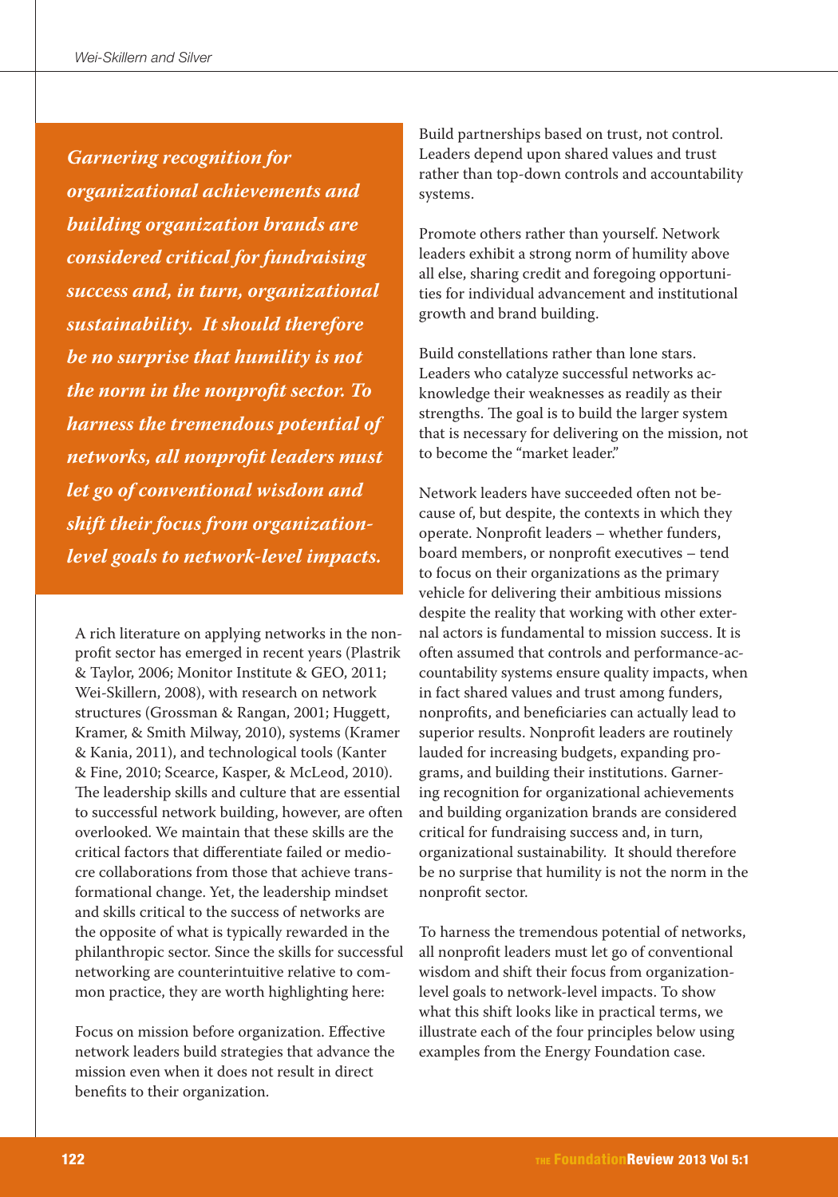*Garnering recognition for organizational achievements and building organization brands are considered critical for fundraising success and, in turn, organizational sustainability. It should therefore be no surprise that humility is not the norm in the nonprofit sector. To harness the tremendous potential of networks, all nonprofit leaders must let go of conventional wisdom and shift their focus from organization-level goals to network-level impacts.*

A rich literature on applying networks in the nonprofit sector has emerged in recent years (Plastrik & Taylor, 2006; Monitor Institute & GEO, 2011; Wei-Skillern, 2008), with research on network structures (Grossman & Rangan, 2001; Huggett, Kramer, & Smith Milway, 2010), systems (Kramer & Kania, 2011), and technological tools (Kanter & Fine, 2010; Scearce, Kasper, & McLeod, 2010). The leadership skills and culture that are essential to successful network building, however, are often overlooked. We maintain that these skills are the critical factors that differentiate failed or mediocre collaborations from those that achieve transformational change. Yet, the leadership mindset and skills critical to the success of networks are the opposite of what is typically rewarded in the philanthropic sector. Since the skills for successful networking are counterintuitive relative to common practice, they are worth highlighting here:

Focus on mission before organization. Effective network leaders build strategies that advance the mission even when it does not result in direct benefits to their organization.

Build partnerships based on trust, not control. Leaders depend upon shared values and trust rather than top-down controls and accountability systems.

Promote others rather than yourself. Network leaders exhibit a strong norm of humility above all else, sharing credit and foregoing opportunities for individual advancement and institutional growth and brand building.

Build constellations rather than lone stars. Leaders who catalyze successful networks acknowledge their weaknesses as readily as their strengths. The goal is to build the larger system that is necessary for delivering on the mission, not to become the "market leader."

Network leaders have succeeded often not because of, but despite, the contexts in which they operate. Nonprofit leaders – whether funders, board members, or nonprofit executives – tend to focus on their organizations as the primary vehicle for delivering their ambitious missions despite the reality that working with other external actors is fundamental to mission success. It is often assumed that controls and performance-accountability systems ensure quality impacts, when in fact shared values and trust among funders, nonprofits, and beneficiaries can actually lead to superior results. Nonprofit leaders are routinely lauded for increasing budgets, expanding programs, and building their institutions. Garnering recognition for organizational achievements and building organization brands are considered critical for fundraising success and, in turn, organizational sustainability. It should therefore be no surprise that humility is not the norm in the nonprofit sector.

To harness the tremendous potential of networks, all nonprofit leaders must let go of conventional wisdom and shift their focus from organization-level goals to network-level impacts. To show what this shift looks like in practical terms, we illustrate each of the four principles below using examples from the Energy Foundation case.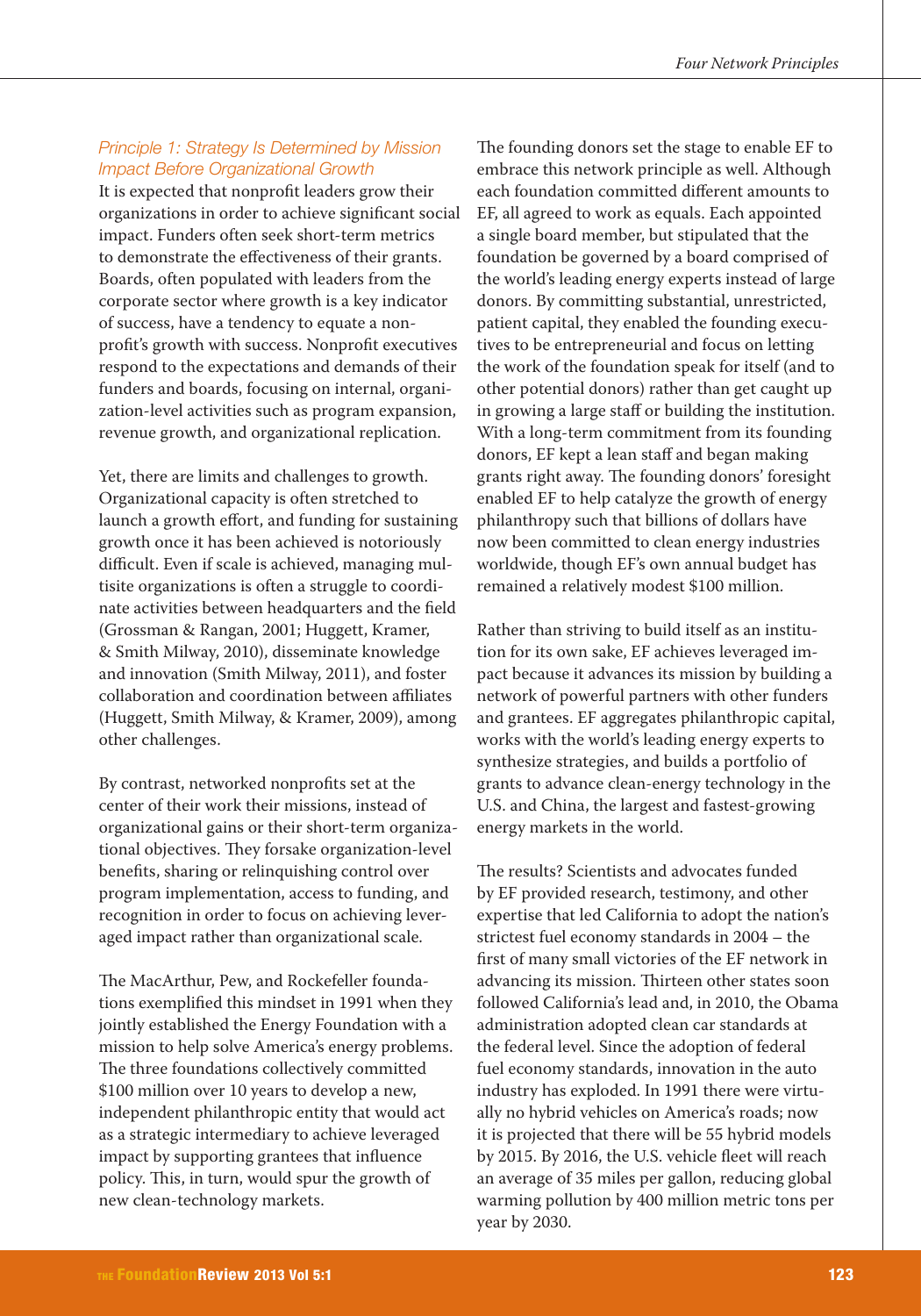### *Principle 1: Strategy Is Determined by Mission Impact Before Organizational Growth*

It is expected that nonprofit leaders grow their organizations in order to achieve significant social impact. Funders often seek short-term metrics to demonstrate the effectiveness of their grants. Boards, often populated with leaders from the corporate sector where growth is a key indicator of success, have a tendency to equate a nonprofit's growth with success. Nonprofit executives respond to the expectations and demands of their funders and boards, focusing on internal, organization-level activities such as program expansion, revenue growth, and organizational replication.

Yet, there are limits and challenges to growth. Organizational capacity is often stretched to launch a growth effort, and funding for sustaining growth once it has been achieved is notoriously difficult. Even if scale is achieved, managing multisite organizations is often a struggle to coordinate activities between headquarters and the field (Grossman & Rangan, 2001; Huggett, Kramer, & Smith Milway, 2010), disseminate knowledge and innovation (Smith Milway, 2011), and foster collaboration and coordination between affiliates (Huggett, Smith Milway, & Kramer, 2009), among other challenges.

By contrast, networked nonprofits set at the center of their work their missions, instead of organizational gains or their short-term organizational objectives. They forsake organization-level benefits, sharing or relinquishing control over program implementation, access to funding, and recognition in order to focus on achieving leveraged impact rather than organizational scale.

The MacArthur, Pew, and Rockefeller foundations exemplified this mindset in 1991 when they jointly established the Energy Foundation with a mission to help solve America's energy problems. The three foundations collectively committed $100 million over 10 years to develop a new, independent philanthropic entity that would act as a strategic intermediary to achieve leveraged impact by supporting grantees that influence policy. This, in turn, would spur the growth of new clean-technology markets.

The founding donors set the stage to enable EF to embrace this network principle as well. Although each foundation committed different amounts to EF, all agreed to work as equals. Each appointed a single board member, but stipulated that the foundation be governed by a board comprised of the world's leading energy experts instead of large donors. By committing substantial, unrestricted, patient capital, they enabled the founding executives to be entrepreneurial and focus on letting the work of the foundation speak for itself (and to other potential donors) rather than get caught up in growing a large staff or building the institution. With a long-term commitment from its founding donors, EF kept a lean staff and began making grants right away. The founding donors' foresight enabled EF to help catalyze the growth of energy philanthropy such that billions of dollars have now been committed to clean energy industries worldwide, though EF's own annual budget has remained a relatively modest $100 million.

Rather than striving to build itself as an institution for its own sake, EF achieves leveraged impact because it advances its mission by building a network of powerful partners with other funders and grantees. EF aggregates philanthropic capital, works with the world's leading energy experts to synthesize strategies, and builds a portfolio of grants to advance clean-energy technology in the U.S. and China, the largest and fastest-growing energy markets in the world.

The results? Scientists and advocates funded by EF provided research, testimony, and other expertise that led California to adopt the nation's strictest fuel economy standards in 2004 – the first of many small victories of the EF network in advancing its mission. Thirteen other states soon followed California's lead and, in 2010, the Obama administration adopted clean car standards at the federal level. Since the adoption of federal fuel economy standards, innovation in the auto industry has exploded. In 1991 there were virtually no hybrid vehicles on America's roads; now it is projected that there will be 55 hybrid models by 2015. By 2016, the U.S. vehicle fleet will reach an average of 35 miles per gallon, reducing global warming pollution by 400 million metric tons per year by 2030.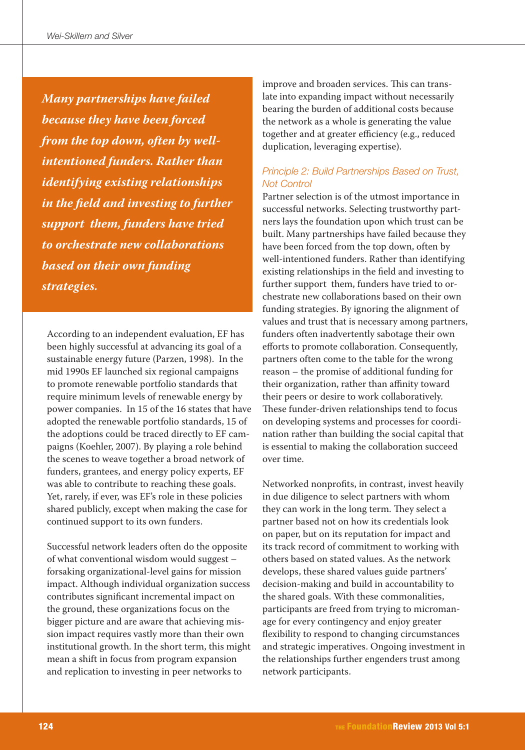*Many partnerships have failed because they have been forced from the top down, often by well-intentioned funders. Rather than identifying existing relationships in the field and investing to further support them, funders have tried to orchestrate new collaborations based on their own funding strategies.*

According to an independent evaluation, EF has been highly successful at advancing its goal of a sustainable energy future (Parzen, 1998). In the mid 1990s EF launched six regional campaigns to promote renewable portfolio standards that require minimum levels of renewable energy by power companies. In 15 of the 16 states that have adopted the renewable portfolio standards, 15 of the adoptions could be traced directly to EF campaigns (Koehler, 2007). By playing a role behind the scenes to weave together a broad network of funders, grantees, and energy policy experts, EF was able to contribute to reaching these goals. Yet, rarely, if ever, was EF's role in these policies shared publicly, except when making the case for continued support to its own funders.

Successful network leaders often do the opposite of what conventional wisdom would suggest – forsaking organizational-level gains for mission impact. Although individual organization success contributes significant incremental impact on the ground, these organizations focus on the bigger picture and are aware that achieving mission impact requires vastly more than their own institutional growth. In the short term, this might mean a shift in focus from program expansion and replication to investing in peer networks to improve and broaden services. This can translate into expanding impact without necessarily bearing the burden of additional costs because the network as a whole is generating the value together and at greater efficiency (e.g., reduced duplication, leveraging expertise).

### Principle 2: Build Partnerships Based on Trust, Not Control

Partner selection is of the utmost importance in successful networks. Selecting trustworthy partners lays the foundation upon which trust can be built. Many partnerships have failed because they have been forced from the top down, often by well-intentioned funders. Rather than identifying existing relationships in the field and investing to further support them, funders have tried to orchestrate new collaborations based on their own funding strategies. By ignoring the alignment of values and trust that is necessary among partners, funders often inadvertently sabotage their own efforts to promote collaboration. Consequently, partners often come to the table for the wrong reason – the promise of additional funding for their organization, rather than affinity toward their peers or desire to work collaboratively. These funder-driven relationships tend to focus on developing systems and processes for coordination rather than building the social capital that is essential to making the collaboration succeed over time.

Networked nonprofits, in contrast, invest heavily in due diligence to select partners with whom they can work in the long term. They select a partner based not on how its credentials look on paper, but on its reputation for impact and its track record of commitment to working with others based on stated values. As the network develops, these shared values guide partners' decision-making and build in accountability to the shared goals. With these commonalities, participants are freed from trying to micromanage for every contingency and enjoy greater flexibility to respond to changing circumstances and strategic imperatives. Ongoing investment in the relationships further engenders trust among network participants.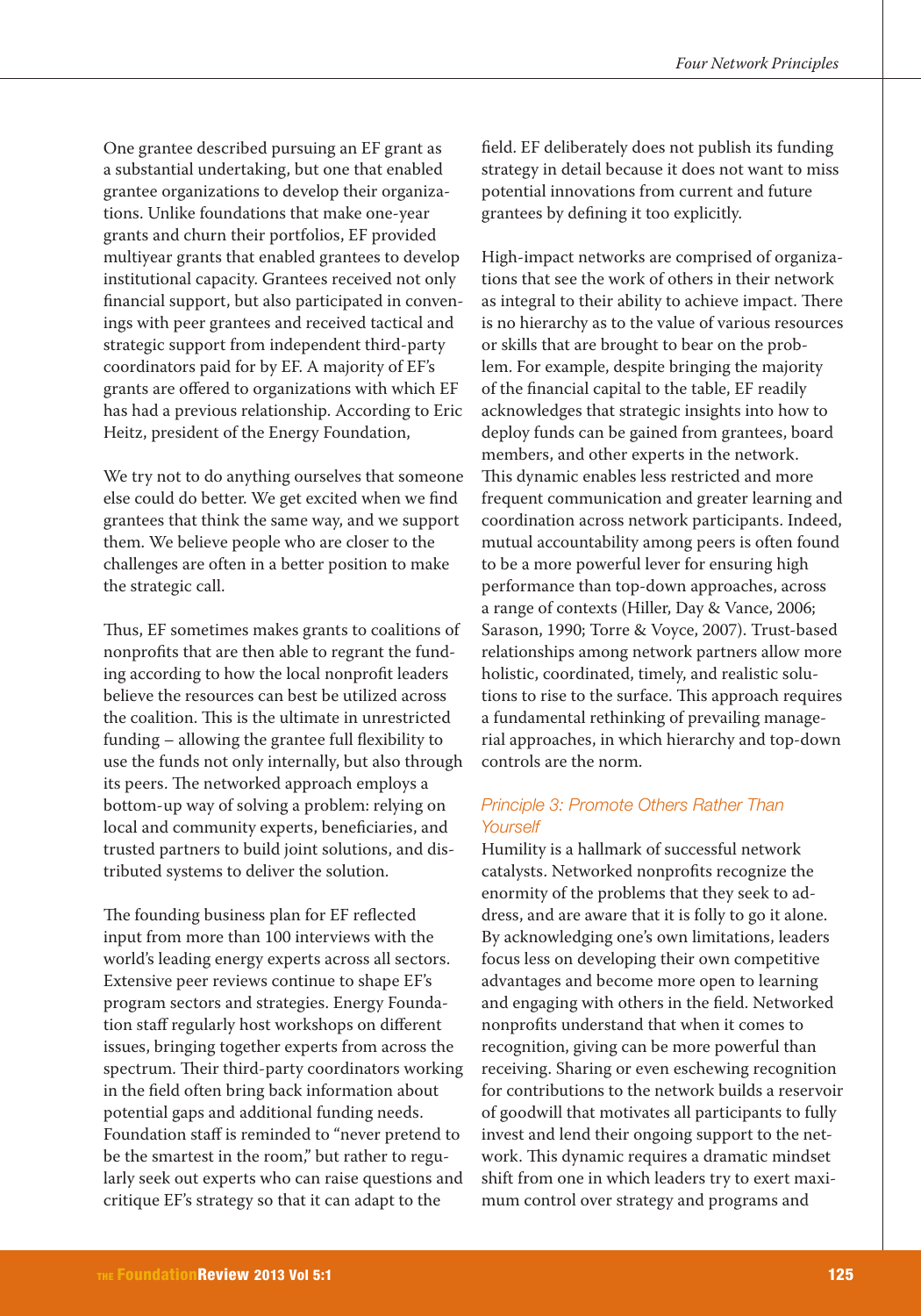One grantee described pursuing an EF grant as a substantial undertaking, but one that enabled grantee organizations to develop their organizations. Unlike foundations that make one-year grants and churn their portfolios, EF provided multiyear grants that enabled grantees to develop institutional capacity. Grantees received not only financial support, but also participated in convenings with peer grantees and received tactical and strategic support from independent third-party coordinators paid for by EF. A majority of EF's grants are offered to organizations with which EF has had a previous relationship. According to Eric Heitz, president of the Energy Foundation,

> We try not to do anything ourselves that someone else could do better. We get excited when we find grantees that think the same way, and we support them. We believe people who are closer to the challenges are often in a better position to make the strategic call.

Thus, EF sometimes makes grants to coalitions of nonprofits that are then able to regrant the funding according to how the local nonprofit leaders believe the resources can best be utilized across the coalition. This is the ultimate in unrestricted funding – allowing the grantee full flexibility to use the funds not only internally, but also through its peers. The networked approach employs a bottom-up way of solving a problem: relying on local and community experts, beneficiaries, and trusted partners to build joint solutions, and distributed systems to deliver the solution.

The founding business plan for EF reflected input from more than 100 interviews with the world's leading energy experts across all sectors. Extensive peer reviews continue to shape EF's program sectors and strategies. Energy Foundation staff regularly host workshops on different issues, bringing together experts from across the spectrum. Their third-party coordinators working in the field often bring back information about potential gaps and additional funding needs. Foundation staff is reminded to "never pretend to be the smartest in the room," but rather to regularly seek out experts who can raise questions and critique EF's strategy so that it can adapt to the field. EF deliberately does not publish its funding strategy in detail because it does not want to miss potential innovations from current and future grantees by defining it too explicitly.

High-impact networks are comprised of organizations that see the work of others in their network as integral to their ability to achieve impact. There is no hierarchy as to the value of various resources or skills that are brought to bear on the problem. For example, despite bringing the majority of the financial capital to the table, EF readily acknowledges that strategic insights into how to deploy funds can be gained from grantees, board members, and other experts in the network. This dynamic enables less restricted and more frequent communication and greater learning and coordination across network participants. Indeed, mutual accountability among peers is often found to be a more powerful lever for ensuring high performance than top-down approaches, across a range of contexts (Hiller, Day & Vance, 2006; Sarason, 1990; Torre & Voyce, 2007). Trust-based relationships among network partners allow more holistic, coordinated, timely, and realistic solutions to rise to the surface. This approach requires a fundamental rethinking of prevailing managerial approaches, in which hierarchy and top-down controls are the norm.

### *Principle 3: Promote Others Rather Than Yourself*

Humility is a hallmark of successful network catalysts. Networked nonprofits recognize the enormity of the problems that they seek to address, and are aware that it is folly to go it alone. By acknowledging one's own limitations, leaders focus less on developing their own competitive advantages and become more open to learning and engaging with others in the field. Networked nonprofits understand that when it comes to recognition, giving can be more powerful than receiving. Sharing or even eschewing recognition for contributions to the network builds a reservoir of goodwill that motivates all participants to fully invest and lend their ongoing support to the network. This dynamic requires a dramatic mindset shift from one in which leaders try to exert maximum control over strategy and programs and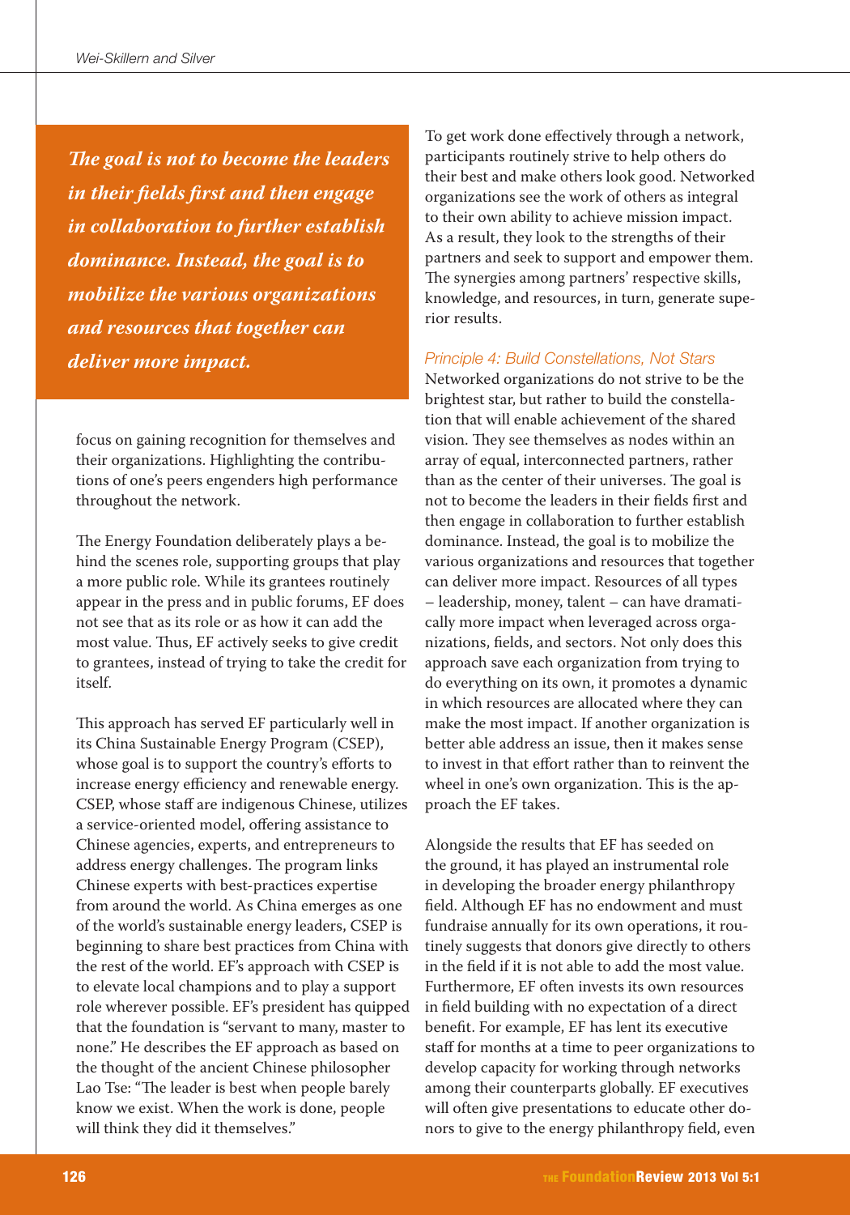*The goal is not to become the leaders in their fields first and then engage in collaboration to further establish dominance. Instead, the goal is to mobilize the various organizations and resources that together can deliver more impact.*

focus on gaining recognition for themselves and their organizations. Highlighting the contributions of one's peers engenders high performance throughout the network.

The Energy Foundation deliberately plays a behind the scenes role, supporting groups that play a more public role. While its grantees routinely appear in the press and in public forums, EF does not see that as its role or as how it can add the most value. Thus, EF actively seeks to give credit to grantees, instead of trying to take the credit for itself.

This approach has served EF particularly well in its China Sustainable Energy Program (CSEP), whose goal is to support the country's efforts to increase energy efficiency and renewable energy. CSEP, whose staff are indigenous Chinese, utilizes a service-oriented model, offering assistance to Chinese agencies, experts, and entrepreneurs to address energy challenges. The program links Chinese experts with best-practices expertise from around the world. As China emerges as one of the world's sustainable energy leaders, CSEP is beginning to share best practices from China with the rest of the world. EF's approach with CSEP is to elevate local champions and to play a support role wherever possible. EF's president has quipped that the foundation is "servant to many, master to none." He describes the EF approach as based on the thought of the ancient Chinese philosopher Lao Tse: "The leader is best when people barely know we exist. When the work is done, people will think they did it themselves."

To get work done effectively through a network, participants routinely strive to help others do their best and make others look good. Networked organizations see the work of others as integral to their own ability to achieve mission impact. As a result, they look to the strengths of their partners and seek to support and empower them. The synergies among partners' respective skills, knowledge, and resources, in turn, generate superior results.

### Principle 4: Build Constellations, Not Stars

Networked organizations do not strive to be the brightest star, but rather to build the constellation that will enable achievement of the shared vision. They see themselves as nodes within an array of equal, interconnected partners, rather than as the center of their universes. The goal is not to become the leaders in their fields first and then engage in collaboration to further establish dominance. Instead, the goal is to mobilize the various organizations and resources that together can deliver more impact. Resources of all types – leadership, money, talent – can have dramatically more impact when leveraged across organizations, fields, and sectors. Not only does this approach save each organization from trying to do everything on its own, it promotes a dynamic in which resources are allocated where they can make the most impact. If another organization is better able address an issue, then it makes sense to invest in that effort rather than to reinvent the wheel in one's own organization. This is the approach the EF takes.

Alongside the results that EF has seeded on the ground, it has played an instrumental role in developing the broader energy philanthropy field. Although EF has no endowment and must fundraise annually for its own operations, it routinely suggests that donors give directly to others in the field if it is not able to add the most value. Furthermore, EF often invests its own resources in field building with no expectation of a direct benefit. For example, EF has lent its executive staff for months at a time to peer organizations to develop capacity for working through networks among their counterparts globally. EF executives will often give presentations to educate other donors to give to the energy philanthropy field, even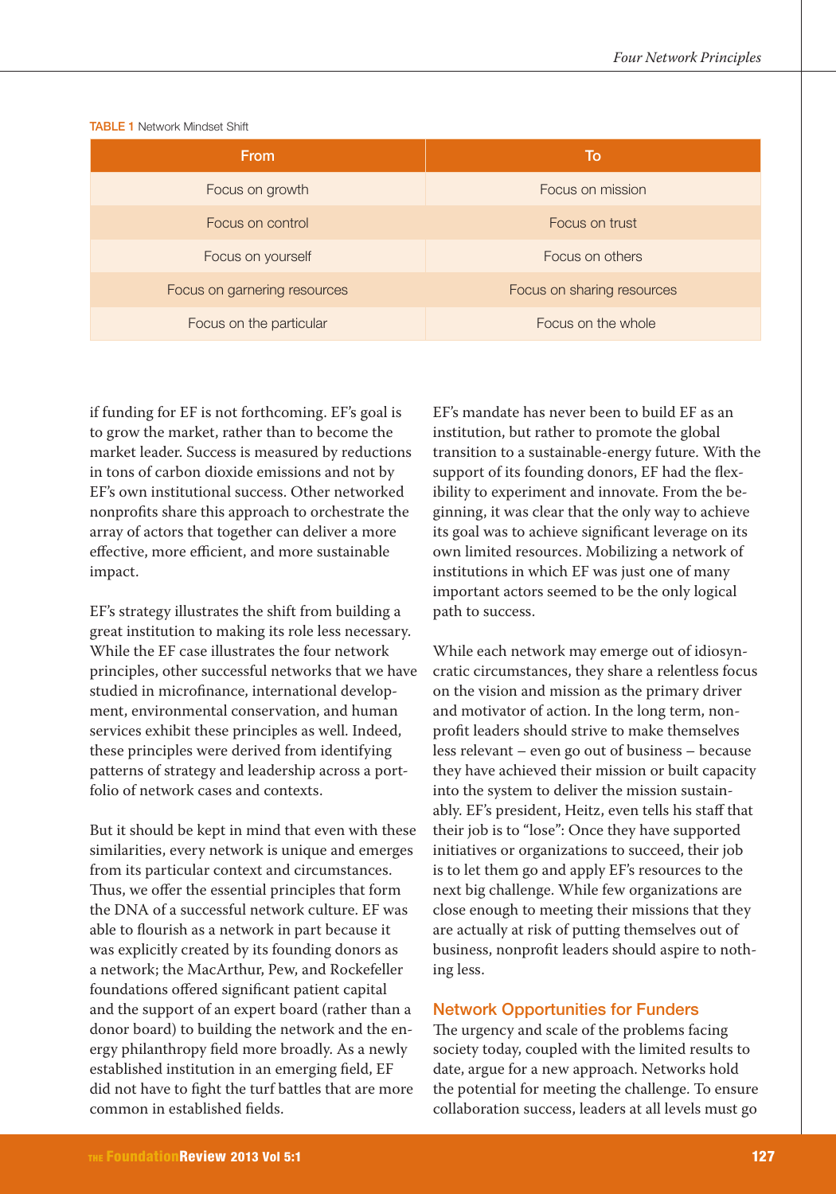TABLE 1 Network Mindset Shift

| From | To |
| --- | --- |
| Focus on growth | Focus on mission |
| Focus on control | Focus on trust |
| Focus on yourself | Focus on others |
| Focus on garnering resources | Focus on sharing resources |
| Focus on the particular | Focus on the whole |

if funding for EF is not forthcoming. EF's goal is to grow the market, rather than to become the market leader. Success is measured by reductions in tons of carbon dioxide emissions and not by EF's own institutional success. Other networked nonprofits share this approach to orchestrate the array of actors that together can deliver a more effective, more efficient, and more sustainable impact.

EF's strategy illustrates the shift from building a great institution to making its role less necessary. While the EF case illustrates the four network principles, other successful networks that we have studied in microfinance, international development, environmental conservation, and human services exhibit these principles as well. Indeed, these principles were derived from identifying patterns of strategy and leadership across a portfolio of network cases and contexts.

But it should be kept in mind that even with these similarities, every network is unique and emerges from its particular context and circumstances. Thus, we offer the essential principles that form the DNA of a successful network culture. EF was able to flourish as a network in part because it was explicitly created by its founding donors as a network; the MacArthur, Pew, and Rockefeller foundations offered significant patient capital and the support of an expert board (rather than a donor board) to building the network and the energy philanthropy field more broadly. As a newly established institution in an emerging field, EF did not have to fight the turf battles that are more common in established fields.

EF's mandate has never been to build EF as an institution, but rather to promote the global transition to a sustainable-energy future. With the support of its founding donors, EF had the flexibility to experiment and innovate. From the beginning, it was clear that the only way to achieve its goal was to achieve significant leverage on its own limited resources. Mobilizing a network of institutions in which EF was just one of many important actors seemed to be the only logical path to success.

While each network may emerge out of idiosyncratic circumstances, they share a relentless focus on the vision and mission as the primary driver and motivator of action. In the long term, nonprofit leaders should strive to make themselves less relevant – even go out of business – because they have achieved their mission or built capacity into the system to deliver the mission sustainably. EF's president, Heitz, even tells his staff that their job is to "lose": Once they have supported initiatives or organizations to succeed, their job is to let them go and apply EF's resources to the next big challenge. While few organizations are close enough to meeting their missions that they are actually at risk of putting themselves out of business, nonprofit leaders should aspire to nothing less.

## Network Opportunities for Funders

The urgency and scale of the problems facing society today, coupled with the limited results to date, argue for a new approach. Networks hold the potential for meeting the challenge. To ensure collaboration success, leaders at all levels must go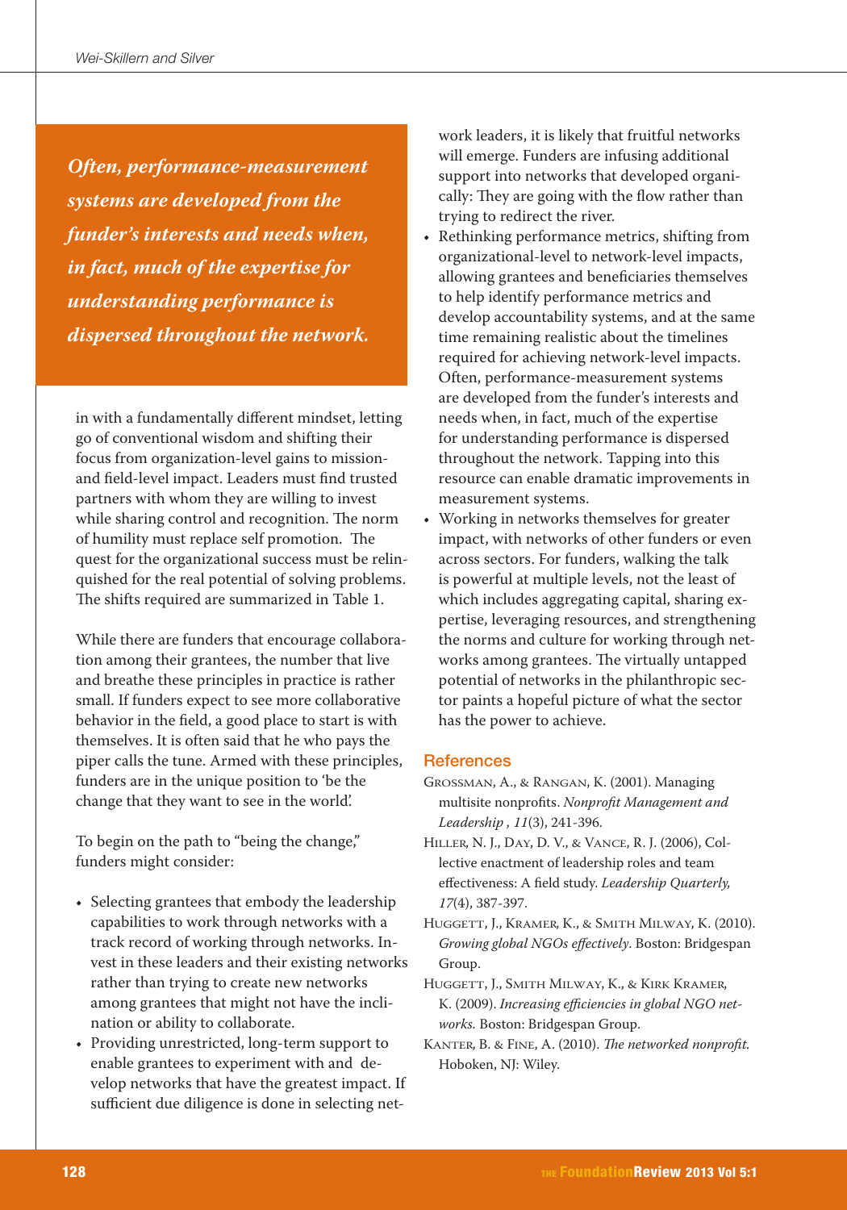*Often, performance-measurement systems are developed from the funder's interests and needs when, in fact, much of the expertise for understanding performance is dispersed throughout the network.*

in with a fundamentally different mindset, letting go of conventional wisdom and shifting their focus from organization-level gains to mission- and field-level impact. Leaders must find trusted partners with whom they are willing to invest while sharing control and recognition. The norm of humility must replace self promotion. The quest for the organizational success must be relinquished for the real potential of solving problems. The shifts required are summarized in Table 1.

While there are funders that encourage collaboration among their grantees, the number that live and breathe these principles in practice is rather small. If funders expect to see more collaborative behavior in the field, a good place to start is with themselves. It is often said that he who pays the piper calls the tune. Armed with these principles, funders are in the unique position to 'be the change that they want to see in the world'.

To begin on the path to "being the change," funders might consider:

- Selecting grantees that embody the leadership capabilities to work through networks with a track record of working through networks. Invest in these leaders and their existing networks rather than trying to create new networks among grantees that might not have the inclination or ability to collaborate.
- Providing unrestricted, long-term support to enable grantees to experiment with and develop networks that have the greatest impact. If sufficient due diligence is done in selecting network leaders, it is likely that fruitful networks will emerge. Funders are infusing additional support into networks that developed organically: They are going with the flow rather than trying to redirect the river.
- Rethinking performance metrics, shifting from organizational-level to network-level impacts, allowing grantees and beneficiaries themselves to help identify performance metrics and develop accountability systems, and at the same time remaining realistic about the timelines required for achieving network-level impacts. Often, performance-measurement systems are developed from the funder's interests and needs when, in fact, much of the expertise for understanding performance is dispersed throughout the network. Tapping into this resource can enable dramatic improvements in measurement systems.
- Working in networks themselves for greater impact, with networks of other funders or even across sectors. For funders, walking the talk is powerful at multiple levels, not the least of which includes aggregating capital, sharing expertise, leveraging resources, and strengthening the norms and culture for working through networks among grantees. The virtually untapped potential of networks in the philanthropic sector paints a hopeful picture of what the sector has the power to achieve.

## References

Grossman, A., & Rangan, K. (2001). Managing multisite nonprofits. *Nonprofit Management and Leadership , 11*(3), 241-396.

Hiller, N. J., Day, D. V., & Vance, R. J. (2006), Collective enactment of leadership roles and team effectiveness: A field study. *Leadership Quarterly, 17*(4), 387-397.

Huggett, J., Kramer, K., & Smith Milway, K. (2010). *Growing global NGOs effectively*. Boston: Bridgespan Group.

Huggett, J., Smith Milway, K., & Kirk Kramer, K. (2009). *Increasing efficiencies in global NGO networks.* Boston: Bridgespan Group.

Kanter, B. & Fine, A. (2010). *The networked nonprofit.* Hoboken, NJ: Wiley.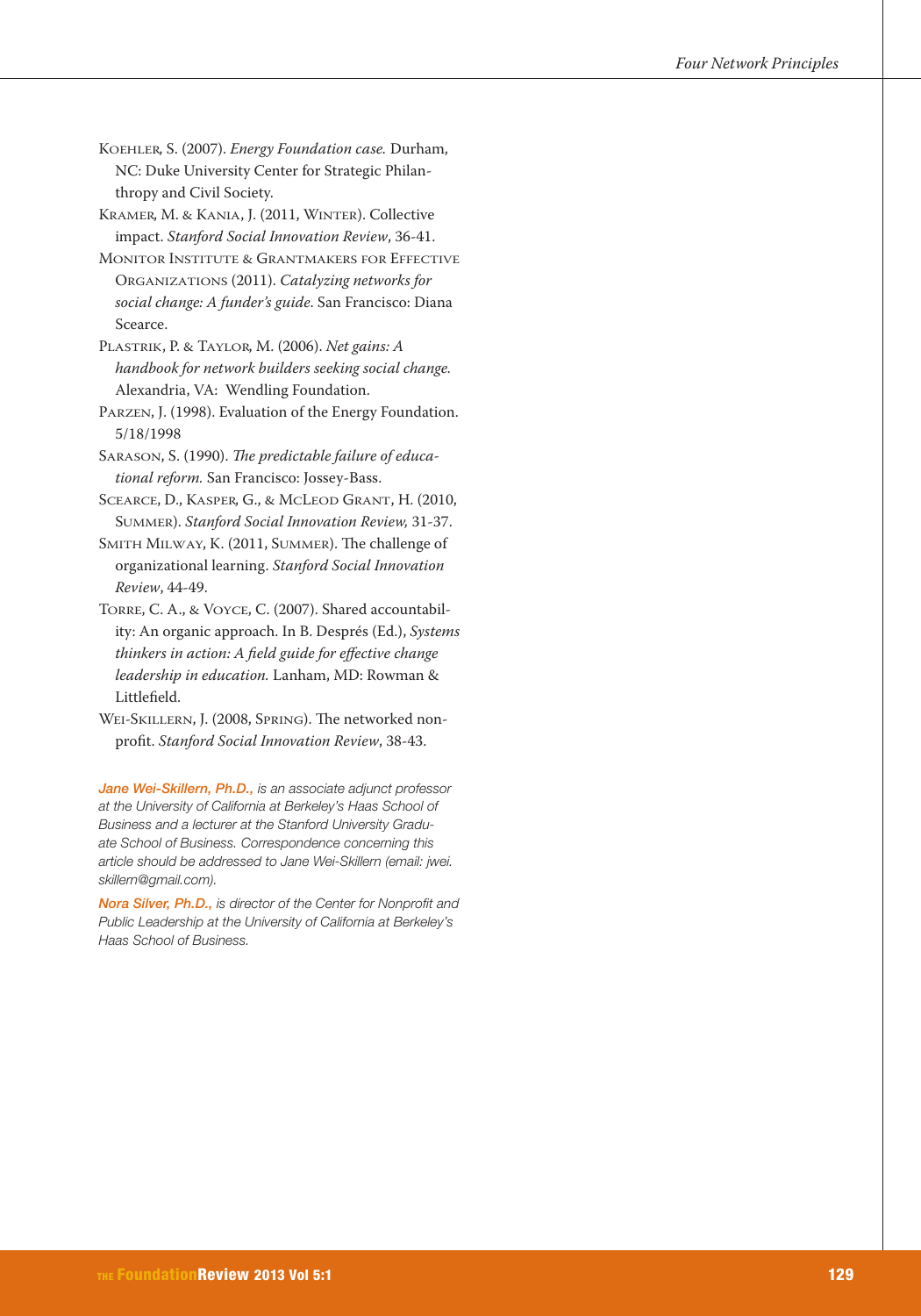Koehler, S. (2007). *Energy Foundation case.* Durham, NC: Duke University Center for Strategic Philanthropy and Civil Society.

Kramer, M. & Kania, J. (2011, Winter). Collective impact. *Stanford Social Innovation Review*, 36-41.

Monitor Institute & Grantmakers for Effective Organizations (2011). *Catalyzing networks for social change: A funder's guide.* San Francisco: Diana Scearce.

Plastrik, P. & Taylor, M. (2006). *Net gains: A handbook for network builders seeking social change.* Alexandria, VA: Wendling Foundation.

Parzen, J. (1998). Evaluation of the Energy Foundation. 5/18/1998

Sarason, S. (1990). *The predictable failure of educational reform.* San Francisco: Jossey-Bass.

Scearce, D., Kasper, G., & McLeod Grant, H. (2010, Summer). *Stanford Social Innovation Review,* 31-37.

Smith Milway, K. (2011, Summer). The challenge of organizational learning. *Stanford Social Innovation Review*, 44-49.

Torre, C. A., & Voyce, C. (2007). Shared accountability: An organic approach. In B. Després (Ed.), *Systems thinkers in action: A field guide for effective change leadership in education.* Lanham, MD: Rowman & Littlefield.

Wei-Skillern, J. (2008, Spring). The networked nonprofit. *Stanford Social Innovation Review*, 38-43.

***Jane Wei-Skillern, Ph.D.,*** *is an associate adjunct professor at the University of California at Berkeley's Haas School of Business and a lecturer at the Stanford University Graduate School of Business. Correspondence concerning this article should be addressed to Jane Wei-Skillern (email: jwei.skillern@gmail.com).*

***Nora Silver, Ph.D.,*** *is director of the Center for Nonprofit and Public Leadership at the University of California at Berkeley's Haas School of Business.*